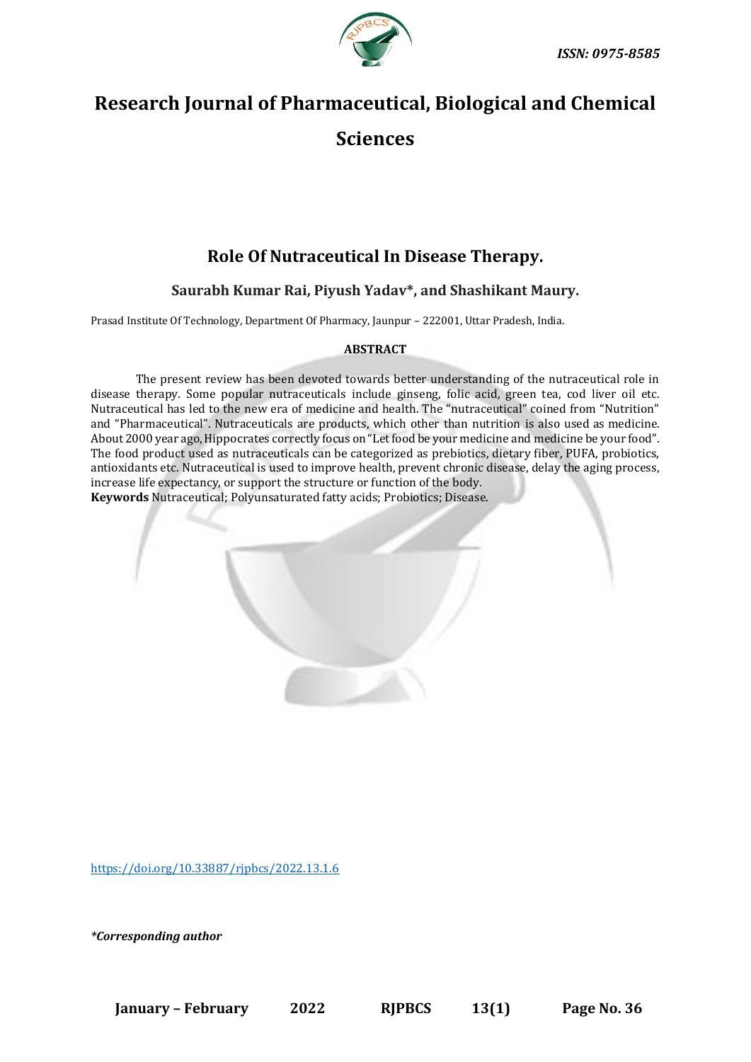ISSN: 0975-8585

# Research Journal of Pharmaceutical, Biological and Chemical Sciences

## Role Of Nutraceutical In Disease Therapy.

### Saurabh Kumar Rai, Piyush Yadav*, and Shashikant Maury.

Prasad Institute Of Technology, Department Of Pharmacy, Jaunpur – 222001, Uttar Pradesh, India.

**ABSTRACT**

The present review has been devoted towards better understanding of the nutraceutical role in disease therapy. Some popular nutraceuticals include ginseng, folic acid, green tea, cod liver oil etc. Nutraceutical has led to the new era of medicine and health. The "nutraceutical" coined from "Nutrition" and "Pharmaceutical". Nutraceuticals are products, which other than nutrition is also used as medicine. About 2000 year ago, Hippocrates correctly focus on "Let food be your medicine and medicine be your food". The food product used as nutraceuticals can be categorized as prebiotics, dietary fiber, PUFA, probiotics, antioxidants etc. Nutraceutical is used to improve health, prevent chronic disease, delay the aging process, increase life expectancy, or support the structure or function of the body.

**Keywords** Nutraceutical; Polyunsaturated fatty acids; Probiotics; Disease.

https://doi.org/10.33887/rjpbcs/2022.13.1.6

*\*Corresponding author*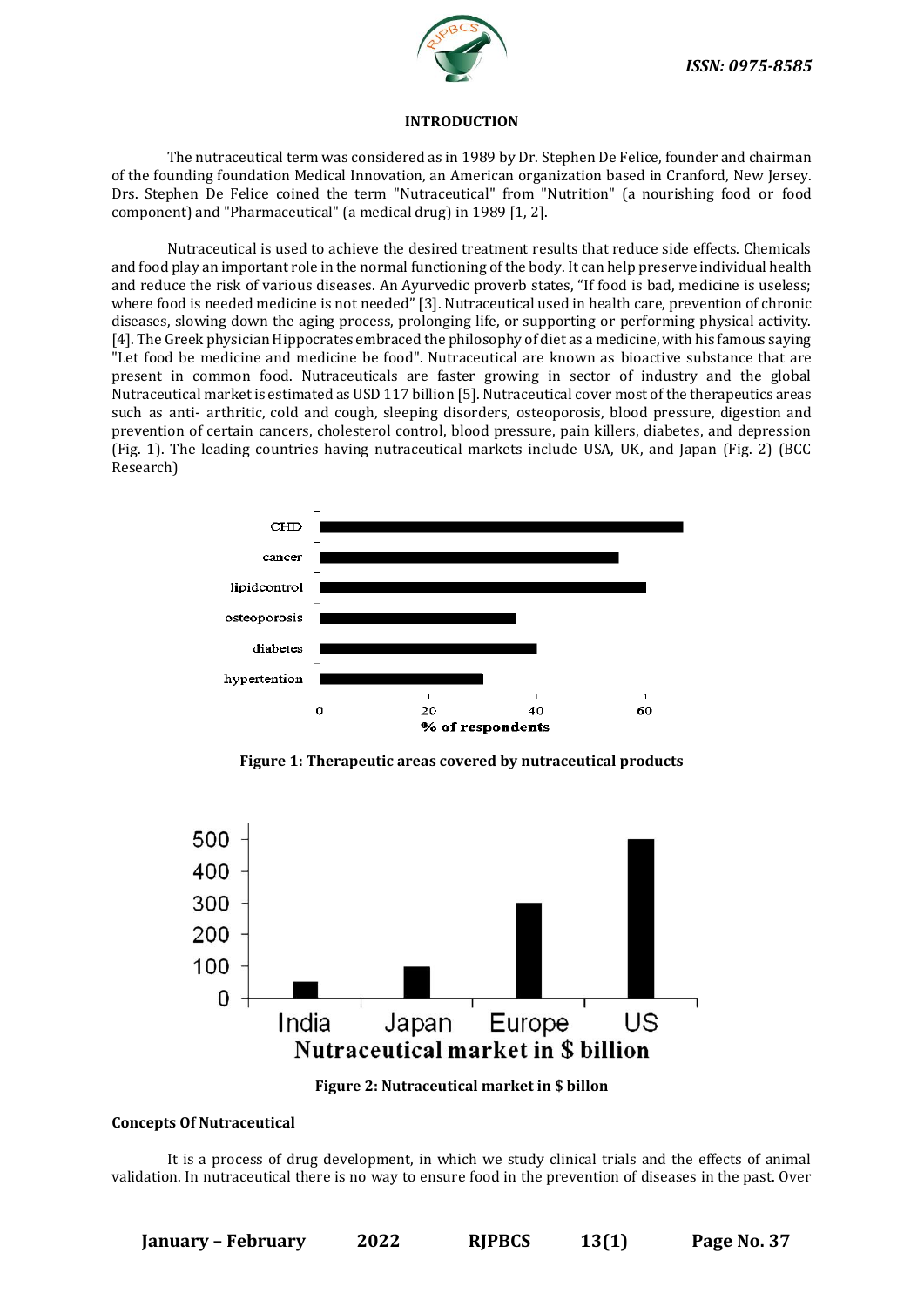## INTRODUCTION

The nutraceutical term was considered as in 1989 by Dr. Stephen De Felice, founder and chairman of the founding foundation Medical Innovation, an American organization based in Cranford, New Jersey. Drs. Stephen De Felice coined the term "Nutraceutical" from "Nutrition" (a nourishing food or food component) and "Pharmaceutical" (a medical drug) in 1989 [1, 2].

Nutraceutical is used to achieve the desired treatment results that reduce side effects. Chemicals and food play an important role in the normal functioning of the body. It can help preserve individual health and reduce the risk of various diseases. An Ayurvedic proverb states, "If food is bad, medicine is useless; where food is needed medicine is not needed" [3]. Nutraceutical used in health care, prevention of chronic diseases, slowing down the aging process, prolonging life, or supporting or performing physical activity. [4]. The Greek physician Hippocrates embraced the philosophy of diet as a medicine, with his famous saying "Let food be medicine and medicine be food". Nutraceutical are known as bioactive substance that are present in common food. Nutraceuticals are faster growing in sector of industry and the global Nutraceutical market is estimated as USD 117 billion [5]. Nutraceutical cover most of the therapeutics areas such as anti- arthritic, cold and cough, sleeping disorders, osteoporosis, blood pressure, digestion and prevention of certain cancers, cholesterol control, blood pressure, pain killers, diabetes, and depression (Fig. 1). The leading countries having nutraceutical markets include USA, UK, and Japan (Fig. 2) (BCC Research)

**Figure 1: Therapeutic areas covered by nutraceutical products**

**Figure 2: Nutraceutical market in $ billon**

### Concepts Of Nutraceutical

It is a process of drug development, in which we study clinical trials and the effects of animal validation. In nutraceutical there is no way to ensure food in the prevention of diseases in the past. Over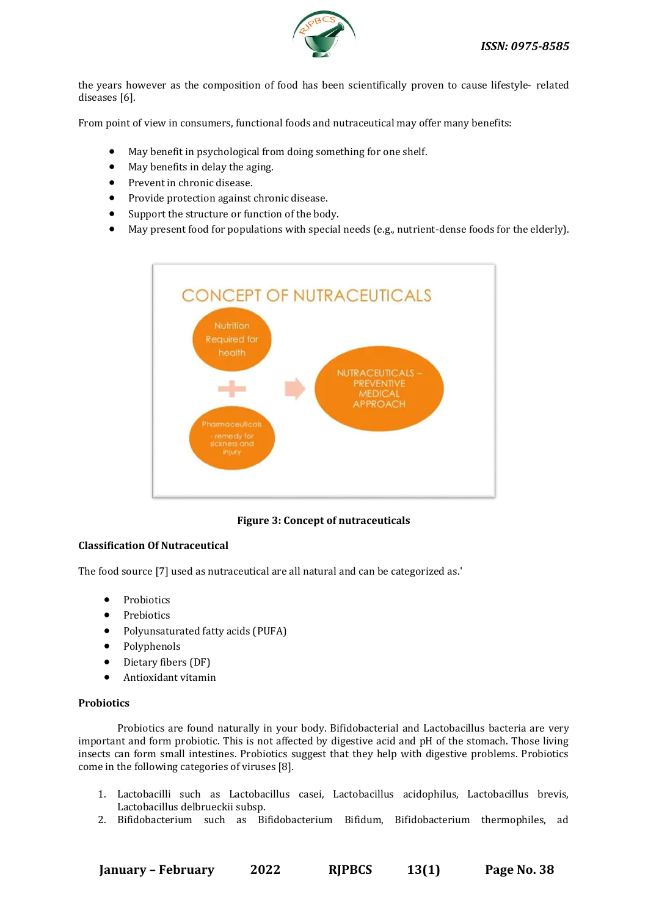the years however as the composition of food has been scientifically proven to cause lifestyle- related diseases [6].

From point of view in consumers, functional foods and nutraceutical may offer many benefits:

- May benefit in psychological from doing something for one shelf.
- May benefits in delay the aging.
- Prevent in chronic disease.
- Provide protection against chronic disease.
- Support the structure or function of the body.
- May present food for populations with special needs (e.g., nutrient-dense foods for the elderly).

**Figure 3: Concept of nutraceuticals**

**Classification Of Nutraceutical**

The food source [7] used as nutraceutical are all natural and can be categorized as.'

- Probiotics
- Prebiotics
- Polyunsaturated fatty acids (PUFA)
- Polyphenols
- Dietary fibers (DF)
- Antioxidant vitamin

**Probiotics**

Probiotics are found naturally in your body. Bifidobacterial and Lactobacillus bacteria are very important and form probiotic. This is not affected by digestive acid and pH of the stomach. Those living insects can form small intestines. Probiotics suggest that they help with digestive problems. Probiotics come in the following categories of viruses [8].

1. Lactobacilli such as Lactobacillus casei, Lactobacillus acidophilus, Lactobacillus brevis, Lactobacillus delbrueckii subsp.
2. Bifidobacterium such as Bifidobacterium Bifidum, Bifidobacterium thermophiles, ad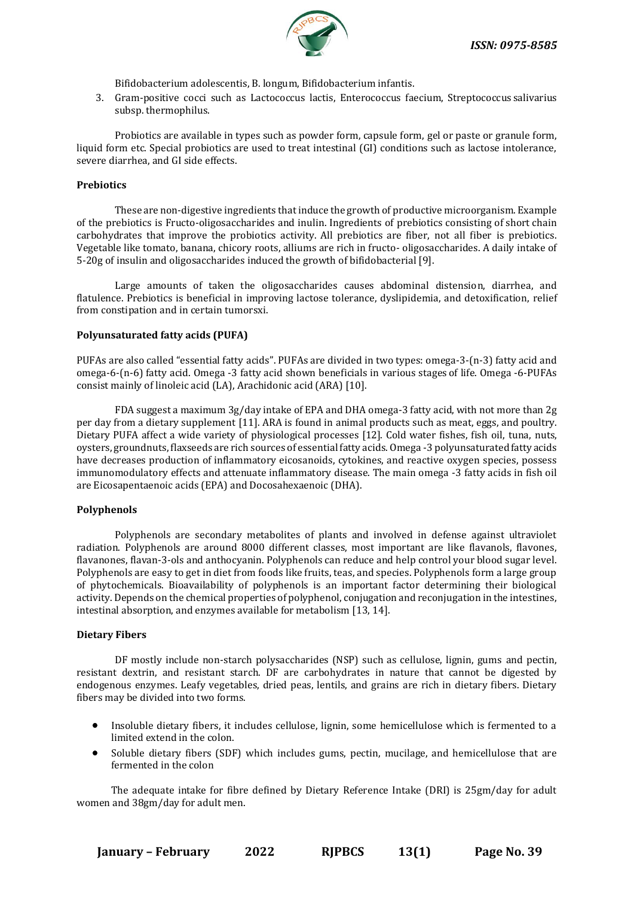Bifidobacterium adolescentis, B. longum, Bifidobacterium infantis.

3. Gram-positive cocci such as Lactococcus lactis, Enterococcus faecium, Streptococcus salivarius subsp. thermophilus.

Probiotics are available in types such as powder form, capsule form, gel or paste or granule form, liquid form etc. Special probiotics are used to treat intestinal (GI) conditions such as lactose intolerance, severe diarrhea, and GI side effects.

**Prebiotics**

These are non-digestive ingredients that induce the growth of productive microorganism. Example of the prebiotics is Fructo-oligosaccharides and inulin. Ingredients of prebiotics consisting of short chain carbohydrates that improve the probiotics activity. All prebiotics are fiber, not all fiber is prebiotics. Vegetable like tomato, banana, chicory roots, alliums are rich in fructo- oligosaccharides. A daily intake of 5-20g of insulin and oligosaccharides induced the growth of bifidobacterial [9].

Large amounts of taken the oligosaccharides causes abdominal distension, diarrhea, and flatulence. Prebiotics is beneficial in improving lactose tolerance, dyslipidemia, and detoxification, relief from constipation and in certain tumorsxi.

**Polyunsaturated fatty acids (PUFA)**

PUFAs are also called "essential fatty acids". PUFAs are divided in two types: omega-3-(n-3) fatty acid and omega-6-(n-6) fatty acid. Omega -3 fatty acid shown beneficials in various stages of life. Omega -6-PUFAs consist mainly of linoleic acid (LA), Arachidonic acid (ARA) [10].

FDA suggest a maximum 3g/day intake of EPA and DHA omega-3 fatty acid, with not more than 2g per day from a dietary supplement [11]. ARA is found in animal products such as meat, eggs, and poultry. Dietary PUFA affect a wide variety of physiological processes [12]. Cold water fishes, fish oil, tuna, nuts, oysters, groundnuts, flaxseeds are rich sources of essential fatty acids. Omega -3 polyunsaturated fatty acids have decreases production of inflammatory eicosanoids, cytokines, and reactive oxygen species, possess immunomodulatory effects and attenuate inflammatory disease. The main omega -3 fatty acids in fish oil are Eicosapentaenoic acids (EPA) and Docosahexaenoic (DHA).

**Polyphenols**

Polyphenols are secondary metabolites of plants and involved in defense against ultraviolet radiation. Polyphenols are around 8000 different classes, most important are like flavanols, flavones, flavanones, flavan-3-ols and anthocyanin. Polyphenols can reduce and help control your blood sugar level. Polyphenols are easy to get in diet from foods like fruits, teas, and species. Polyphenols form a large group of phytochemicals. Bioavailability of polyphenols is an important factor determining their biological activity. Depends on the chemical properties of polyphenol, conjugation and reconjugation in the intestines, intestinal absorption, and enzymes available for metabolism [13, 14].

**Dietary Fibers**

DF mostly include non-starch polysaccharides (NSP) such as cellulose, lignin, gums and pectin, resistant dextrin, and resistant starch. DF are carbohydrates in nature that cannot be digested by endogenous enzymes. Leafy vegetables, dried peas, lentils, and grains are rich in dietary fibers. Dietary fibers may be divided into two forms.

- Insoluble dietary fibers, it includes cellulose, lignin, some hemicellulose which is fermented to a limited extend in the colon.
- Soluble dietary fibers (SDF) which includes gums, pectin, mucilage, and hemicellulose that are fermented in the colon

The adequate intake for fibre defined by Dietary Reference Intake (DRI) is 25gm/day for adult women and 38gm/day for adult men.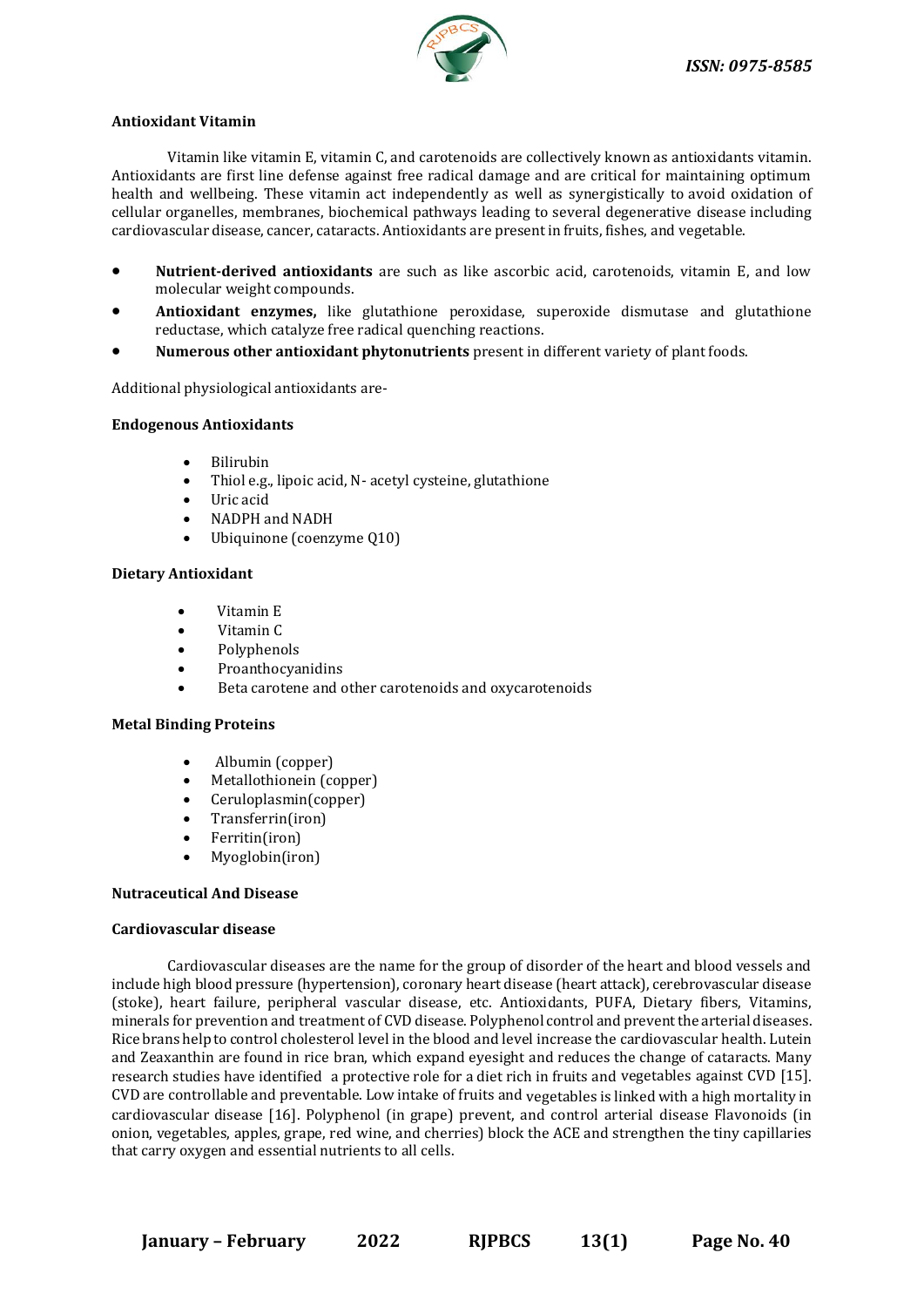**Antioxidant Vitamin**

Vitamin like vitamin E, vitamin C, and carotenoids are collectively known as antioxidants vitamin. Antioxidants are first line defense against free radical damage and are critical for maintaining optimum health and wellbeing. These vitamin act independently as well as synergistically to avoid oxidation of cellular organelles, membranes, biochemical pathways leading to several degenerative disease including cardiovascular disease, cancer, cataracts. Antioxidants are present in fruits, fishes, and vegetable.

- **Nutrient-derived antioxidants** are such as like ascorbic acid, carotenoids, vitamin E, and low molecular weight compounds.
- **Antioxidant enzymes,** like glutathione peroxidase, superoxide dismutase and glutathione reductase, which catalyze free radical quenching reactions.
- **Numerous other antioxidant phytonutrients** present in different variety of plant foods.

Additional physiological antioxidants are-

**Endogenous Antioxidants**

- Bilirubin
- Thiol e.g., lipoic acid, N- acetyl cysteine, glutathione
- Uric acid
- NADPH and NADH
- Ubiquinone (coenzyme Q10)

**Dietary Antioxidant**

- Vitamin E
- Vitamin C
- Polyphenols
- Proanthocyanidins
- Beta carotene and other carotenoids and oxycarotenoids

**Metal Binding Proteins**

- Albumin (copper)
- Metallothionein (copper)
- Ceruloplasmin(copper)
- Transferrin(iron)
- Ferritin(iron)
- Myoglobin(iron)

**Nutraceutical And Disease**

**Cardiovascular disease**

Cardiovascular diseases are the name for the group of disorder of the heart and blood vessels and include high blood pressure (hypertension), coronary heart disease (heart attack), cerebrovascular disease (stoke), heart failure, peripheral vascular disease, etc. Antioxidants, PUFA, Dietary fibers, Vitamins, minerals for prevention and treatment of CVD disease. Polyphenol control and prevent the arterial diseases. Rice brans help to control cholesterol level in the blood and level increase the cardiovascular health. Lutein and Zeaxanthin are found in rice bran, which expand eyesight and reduces the change of cataracts. Many research studies have identified a protective role for a diet rich in fruits and vegetables against CVD [15]. CVD are controllable and preventable. Low intake of fruits and vegetables is linked with a high mortality in cardiovascular disease [16]. Polyphenol (in grape) prevent, and control arterial disease Flavonoids (in onion, vegetables, apples, grape, red wine, and cherries) block the ACE and strengthen the tiny capillaries that carry oxygen and essential nutrients to all cells.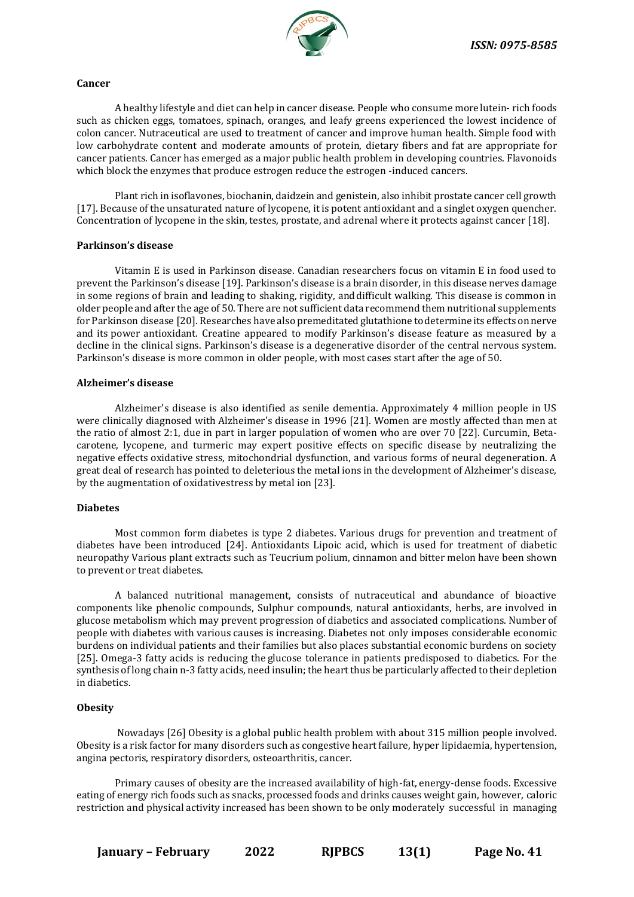**Cancer**

A healthy lifestyle and diet can help in cancer disease. People who consume more lutein- rich foods such as chicken eggs, tomatoes, spinach, oranges, and leafy greens experienced the lowest incidence of colon cancer. Nutraceutical are used to treatment of cancer and improve human health. Simple food with low carbohydrate content and moderate amounts of protein, dietary fibers and fat are appropriate for cancer patients. Cancer has emerged as a major public health problem in developing countries. Flavonoids which block the enzymes that produce estrogen reduce the estrogen -induced cancers.

Plant rich in isoflavones, biochanin, daidzein and genistein, also inhibit prostate cancer cell growth [17]. Because of the unsaturated nature of lycopene, it is potent antioxidant and a singlet oxygen quencher. Concentration of lycopene in the skin, testes, prostate, and adrenal where it protects against cancer [18].

**Parkinson's disease**

Vitamin E is used in Parkinson disease. Canadian researchers focus on vitamin E in food used to prevent the Parkinson's disease [19]. Parkinson's disease is a brain disorder, in this disease nerves damage in some regions of brain and leading to shaking, rigidity, and difficult walking. This disease is common in older people and after the age of 50. There are not sufficient data recommend them nutritional supplements for Parkinson disease [20]. Researches have also premeditated glutathione to determine its effects on nerve and its power antioxidant. Creatine appeared to modify Parkinson's disease feature as measured by a decline in the clinical signs. Parkinson's disease is a degenerative disorder of the central nervous system. Parkinson's disease is more common in older people, with most cases start after the age of 50.

**Alzheimer's disease**

Alzheimer's disease is also identified as senile dementia. Approximately 4 million people in US were clinically diagnosed with Alzheimer's disease in 1996 [21]. Women are mostly affected than men at the ratio of almost 2:1, due in part in larger population of women who are over 70 [22]. Curcumin, Beta-carotene, lycopene, and turmeric may expert positive effects on specific disease by neutralizing the negative effects oxidative stress, mitochondrial dysfunction, and various forms of neural degeneration. A great deal of research has pointed to deleterious the metal ions in the development of Alzheimer's disease, by the augmentation of oxidativestress by metal ion [23].

**Diabetes**

Most common form diabetes is type 2 diabetes. Various drugs for prevention and treatment of diabetes have been introduced [24]. Antioxidants Lipoic acid, which is used for treatment of diabetic neuropathy Various plant extracts such as Teucrium polium, cinnamon and bitter melon have been shown to prevent or treat diabetes.

A balanced nutritional management, consists of nutraceutical and abundance of bioactive components like phenolic compounds, Sulphur compounds, natural antioxidants, herbs, are involved in glucose metabolism which may prevent progression of diabetics and associated complications. Number of people with diabetes with various causes is increasing. Diabetes not only imposes considerable economic burdens on individual patients and their families but also places substantial economic burdens on society [25]. Omega-3 fatty acids is reducing the glucose tolerance in patients predisposed to diabetics. For the synthesis of long chain n-3 fatty acids, need insulin; the heart thus be particularly affected to their depletion in diabetics.

**Obesity**

Nowadays [26] Obesity is a global public health problem with about 315 million people involved. Obesity is a risk factor for many disorders such as congestive heart failure, hyper lipidaemia, hypertension, angina pectoris, respiratory disorders, osteoarthritis, cancer.

Primary causes of obesity are the increased availability of high-fat, energy-dense foods. Excessive eating of energy rich foods such as snacks, processed foods and drinks causes weight gain, however, caloric restriction and physical activity increased has been shown to be only moderately successful in managing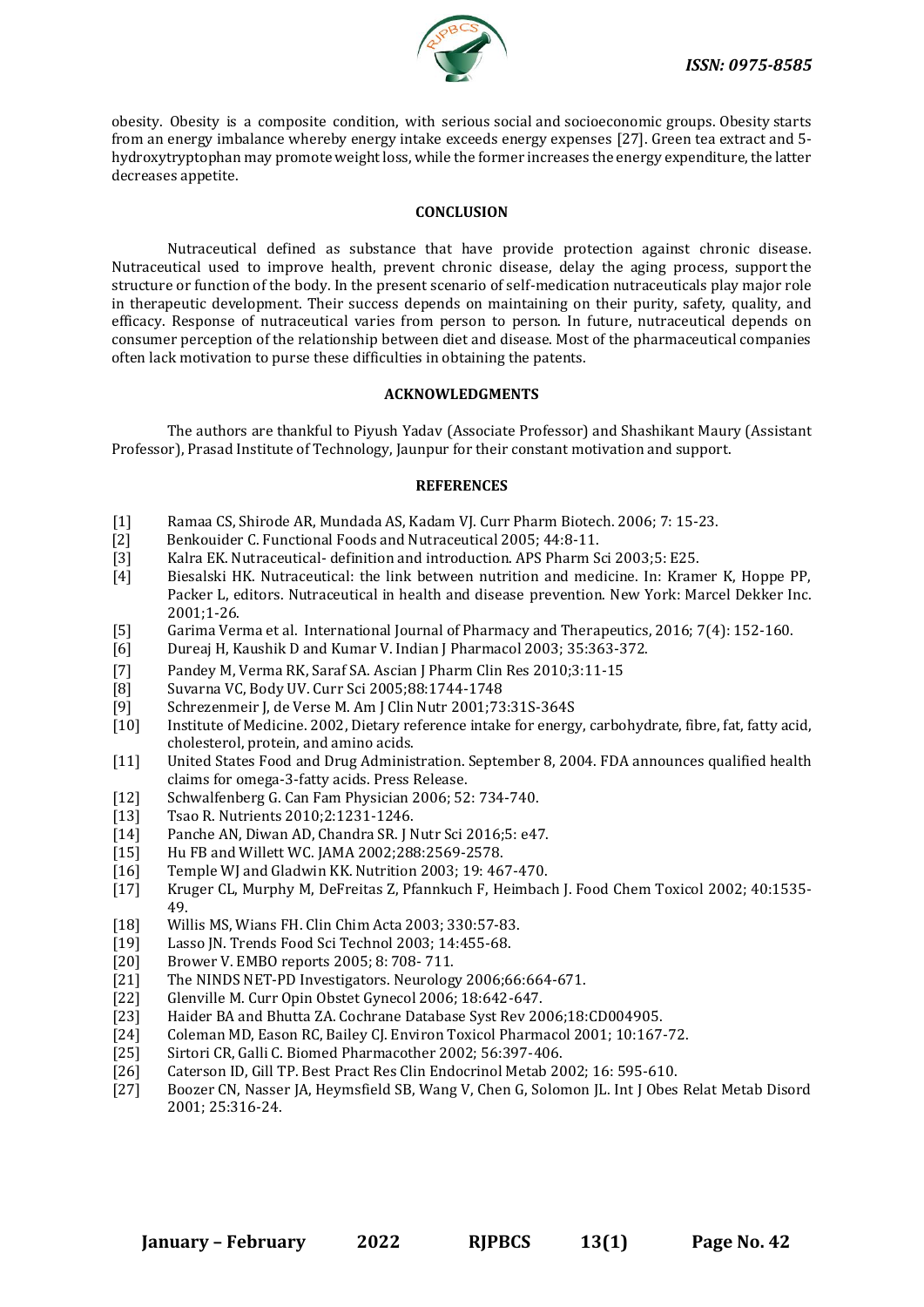obesity. Obesity is a composite condition, with serious social and socioeconomic groups. Obesity starts from an energy imbalance whereby energy intake exceeds energy expenses [27]. Green tea extract and 5-hydroxytryptophan may promote weight loss, while the former increases the energy expenditure, the latter decreases appetite.

## CONCLUSION

Nutraceutical defined as substance that have provide protection against chronic disease. Nutraceutical used to improve health, prevent chronic disease, delay the aging process, support the structure or function of the body. In the present scenario of self-medication nutraceuticals play major role in therapeutic development. Their success depends on maintaining on their purity, safety, quality, and efficacy. Response of nutraceutical varies from person to person. In future, nutraceutical depends on consumer perception of the relationship between diet and disease. Most of the pharmaceutical companies often lack motivation to purse these difficulties in obtaining the patents.

## ACKNOWLEDGMENTS

The authors are thankful to Piyush Yadav (Associate Professor) and Shashikant Maury (Assistant Professor), Prasad Institute of Technology, Jaunpur for their constant motivation and support.

## REFERENCES

[1] Ramaa CS, Shirode AR, Mundada AS, Kadam VJ. Curr Pharm Biotech. 2006; 7: 15-23.

[2] Benkouider C. Functional Foods and Nutraceutical 2005; 44:8-11.

[3] Kalra EK. Nutraceutical- definition and introduction. APS Pharm Sci 2003;5: E25.

[4] Biesalski HK. Nutraceutical: the link between nutrition and medicine. In: Kramer K, Hoppe PP, Packer L, editors. Nutraceutical in health and disease prevention. New York: Marcel Dekker Inc. 2001;1-26.

[5] Garima Verma et al. International Journal of Pharmacy and Therapeutics, 2016; 7(4): 152-160.

[6] Dureaj H, Kaushik D and Kumar V. Indian J Pharmacol 2003; 35:363-372.

[7] Pandey M, Verma RK, Saraf SA. Ascian J Pharm Clin Res 2010;3:11-15

[8] Suvarna VC, Body UV. Curr Sci 2005;88:1744-1748

[9] Schrezenmeir J, de Verse M. Am J Clin Nutr 2001;73:31S-364S

[10] Institute of Medicine. 2002, Dietary reference intake for energy, carbohydrate, fibre, fat, fatty acid, cholesterol, protein, and amino acids.

[11] United States Food and Drug Administration. September 8, 2004. FDA announces qualified health claims for omega-3-fatty acids. Press Release.

[12] Schwalfenberg G. Can Fam Physician 2006; 52: 734-740.

[13] Tsao R. Nutrients 2010;2:1231-1246.

[14] Panche AN, Diwan AD, Chandra SR. J Nutr Sci 2016;5: e47.

[15] Hu FB and Willett WC. JAMA 2002;288:2569-2578.

[16] Temple WJ and Gladwin KK. Nutrition 2003; 19: 467-470.

[17] Kruger CL, Murphy M, DeFreitas Z, Pfannkuch F, Heimbach J. Food Chem Toxicol 2002; 40:1535-49.

[18] Willis MS, Wians FH. Clin Chim Acta 2003; 330:57-83.

[19] Lasso JN. Trends Food Sci Technol 2003; 14:455-68.

[20] Brower V. EMBO reports 2005; 8: 708- 711.

[21] The NINDS NET-PD Investigators. Neurology 2006;66:664-671.

[22] Glenville M. Curr Opin Obstet Gynecol 2006; 18:642-647.

[23] Haider BA and Bhutta ZA. Cochrane Database Syst Rev 2006;18:CD004905.

[24] Coleman MD, Eason RC, Bailey CJ. Environ Toxicol Pharmacol 2001; 10:167-72.

[25] Sirtori CR, Galli C. Biomed Pharmacother 2002; 56:397-406.

[26] Caterson ID, Gill TP. Best Pract Res Clin Endocrinol Metab 2002; 16: 595-610.

[27] Boozer CN, Nasser JA, Heymsfield SB, Wang V, Chen G, Solomon JL. Int J Obes Relat Metab Disord 2001; 25:316-24.